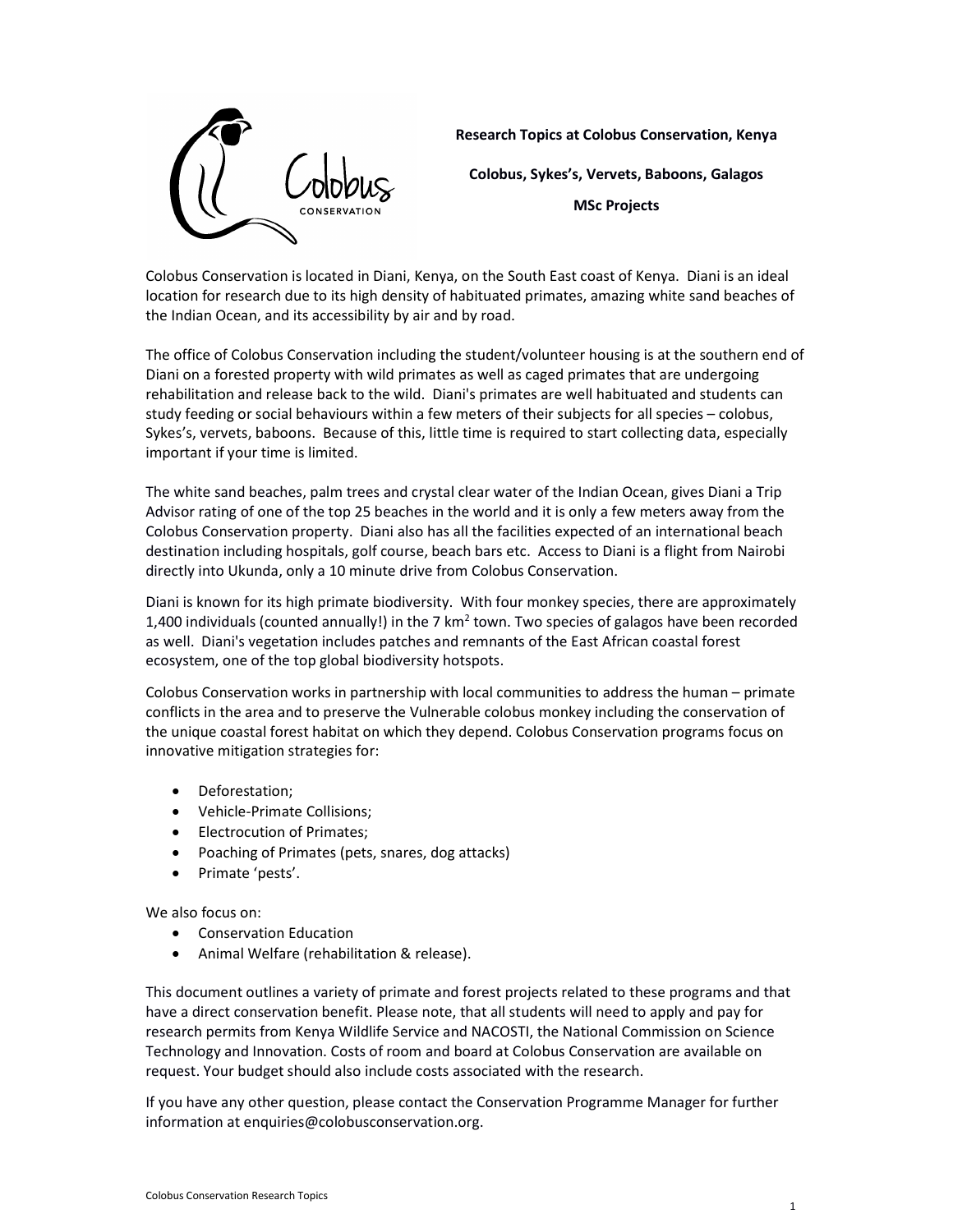**Research Topics at Colobus Conservation, Kenya**

**Colobus, Sykes's, Vervets, Baboons, Galagos**

**MSc Projects**

Colobus Conservation is located in Diani, Kenya, on the South East coast of Kenya. Diani is an ideal location for research due to its high density of habituated primates, amazing white sand beaches of the Indian Ocean, and its accessibility by air and by road.

The office of Colobus Conservation including the student/volunteer housing is at the southern end of Diani on a forested property with wild primates as well as caged primates that are undergoing rehabilitation and release back to the wild. Diani's primates are well habituated and students can study feeding or social behaviours within a few meters of their subjects for all species – colobus, Sykes's, vervets, baboons. Because of this, little time is required to start collecting data, especially important if your time is limited.

The white sand beaches, palm trees and crystal clear water of the Indian Ocean, gives Diani a Trip Advisor rating of one of the top 25 beaches in the world and it is only a few meters away from the Colobus Conservation property. Diani also has all the facilities expected of an international beach destination including hospitals, golf course, beach bars etc. Access to Diani is a flight from Nairobi directly into Ukunda, only a 10 minute drive from Colobus Conservation.

Diani is known for its high primate biodiversity. With four monkey species, there are approximately 1,400 individuals (counted annually!) in the 7 $km^2$ town. Two species of galagos have been recorded as well. Diani's vegetation includes patches and remnants of the East African coastal forest ecosystem, one of the top global biodiversity hotspots.

Colobus Conservation works in partnership with local communities to address the human – primate conflicts in the area and to preserve the Vulnerable colobus monkey including the conservation of the unique coastal forest habitat on which they depend. Colobus Conservation programs focus on innovative mitigation strategies for:

- Deforestation;
- Vehicle-Primate Collisions;
- Electrocution of Primates;
- Poaching of Primates (pets, snares, dog attacks)
- Primate 'pests'.

We also focus on:

- Conservation Education
- Animal Welfare (rehabilitation & release).

This document outlines a variety of primate and forest projects related to these programs and that have a direct conservation benefit. Please note, that all students will need to apply and pay for research permits from Kenya Wildlife Service and NACOSTI, the National Commission on Science Technology and Innovation. Costs of room and board at Colobus Conservation are available on request. Your budget should also include costs associated with the research.

If you have any other question, please contact the Conservation Programme Manager for further information at enquiries@colobusconservation.org.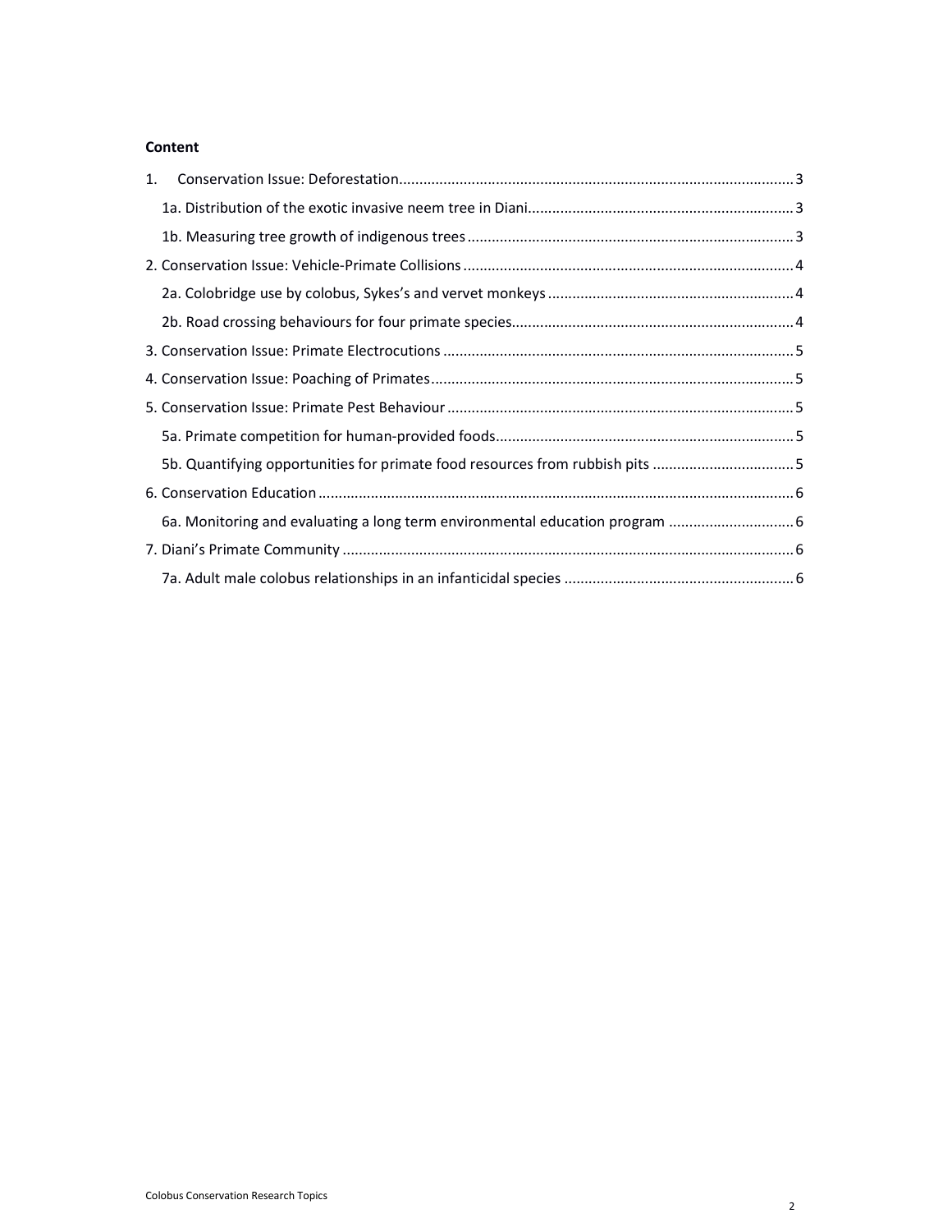**Content**

1. Conservation Issue: Deforestation ..... 3
   - 1a. Distribution of the exotic invasive neem tree in Diani ..... 3
   - 1b. Measuring tree growth of indigenous trees ..... 3
2. Conservation Issue: Vehicle-Primate Collisions ..... 4
   - 2a. Colobridge use by colobus, Sykes's and vervet monkeys ..... 4
   - 2b. Road crossing behaviours for four primate species ..... 4
3. Conservation Issue: Primate Electrocutions ..... 5
4. Conservation Issue: Poaching of Primates ..... 5
5. Conservation Issue: Primate Pest Behaviour ..... 5
   - 5a. Primate competition for human-provided foods ..... 5
   - 5b. Quantifying opportunities for primate food resources from rubbish pits ..... 5
6. Conservation Education ..... 6
   - 6a. Monitoring and evaluating a long term environmental education program ..... 6
7. Diani's Primate Community ..... 6
   - 7a. Adult male colobus relationships in an infanticidal species ..... 6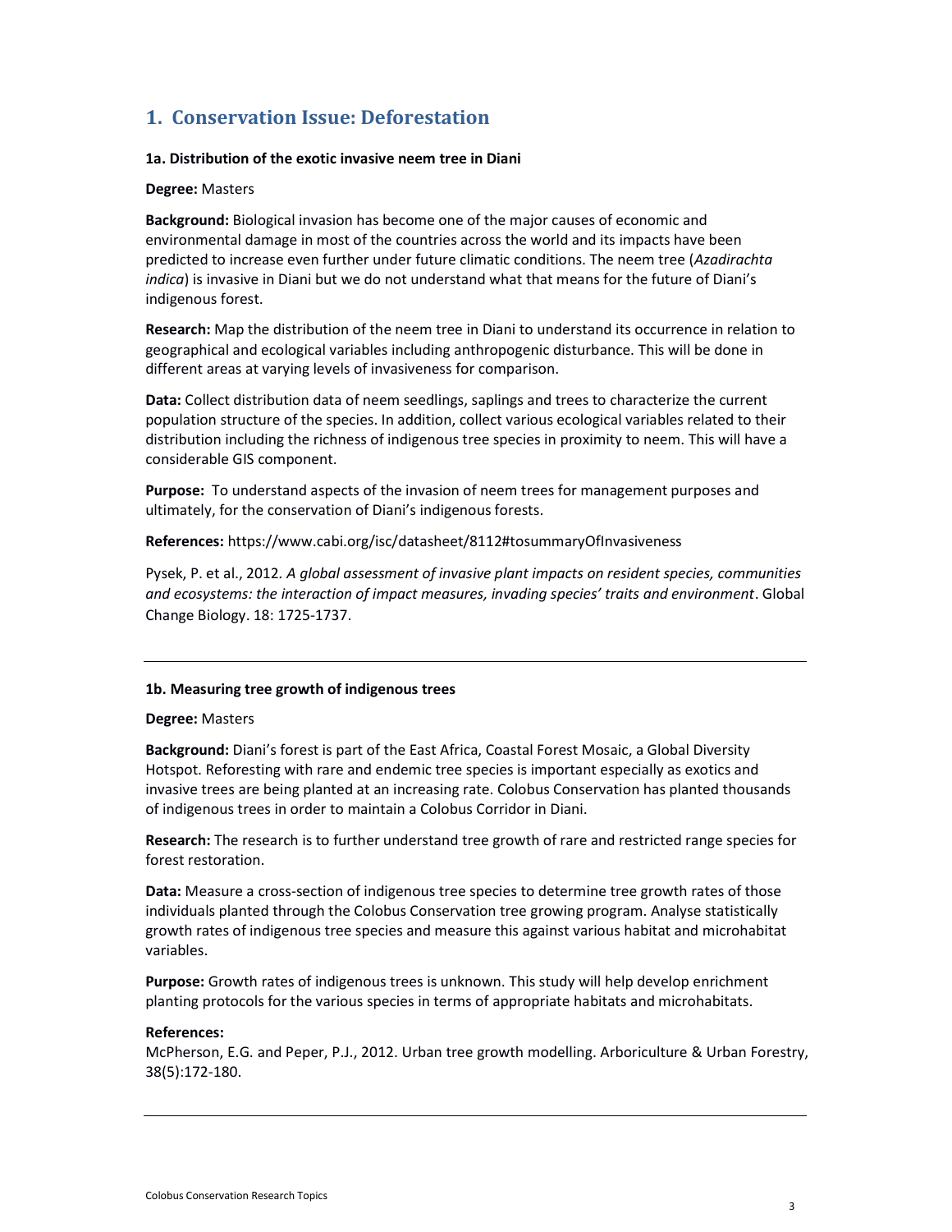## 1. Conservation Issue: Deforestation

### 1a. Distribution of the exotic invasive neem tree in Diani

**Degree:** Masters

**Background:** Biological invasion has become one of the major causes of economic and environmental damage in most of the countries across the world and its impacts have been predicted to increase even further under future climatic conditions. The neem tree (*Azadirachta indica*) is invasive in Diani but we do not understand what that means for the future of Diani's indigenous forest.

**Research:** Map the distribution of the neem tree in Diani to understand its occurrence in relation to geographical and ecological variables including anthropogenic disturbance. This will be done in different areas at varying levels of invasiveness for comparison.

**Data:** Collect distribution data of neem seedlings, saplings and trees to characterize the current population structure of the species. In addition, collect various ecological variables related to their distribution including the richness of indigenous tree species in proximity to neem. This will have a considerable GIS component.

**Purpose:** To understand aspects of the invasion of neem trees for management purposes and ultimately, for the conservation of Diani's indigenous forests.

**References:** https://www.cabi.org/isc/datasheet/8112#tosummaryOfInvasiveness

Pysek, P. et al., 2012. *A global assessment of invasive plant impacts on resident species, communities and ecosystems: the interaction of impact measures, invading species' traits and environment*. Global Change Biology. 18: 1725-1737.

---

### 1b. Measuring tree growth of indigenous trees

**Degree:** Masters

**Background:** Diani's forest is part of the East Africa, Coastal Forest Mosaic, a Global Diversity Hotspot. Reforesting with rare and endemic tree species is important especially as exotics and invasive trees are being planted at an increasing rate. Colobus Conservation has planted thousands of indigenous trees in order to maintain a Colobus Corridor in Diani.

**Research:** The research is to further understand tree growth of rare and restricted range species for forest restoration.

**Data:** Measure a cross-section of indigenous tree species to determine tree growth rates of those individuals planted through the Colobus Conservation tree growing program. Analyse statistically growth rates of indigenous tree species and measure this against various habitat and microhabitat variables.

**Purpose:** Growth rates of indigenous trees is unknown. This study will help develop enrichment planting protocols for the various species in terms of appropriate habitats and microhabitats.

**References:**
McPherson, E.G. and Peper, P.J., 2012. Urban tree growth modelling. Arboriculture & Urban Forestry, 38(5):172-180.

---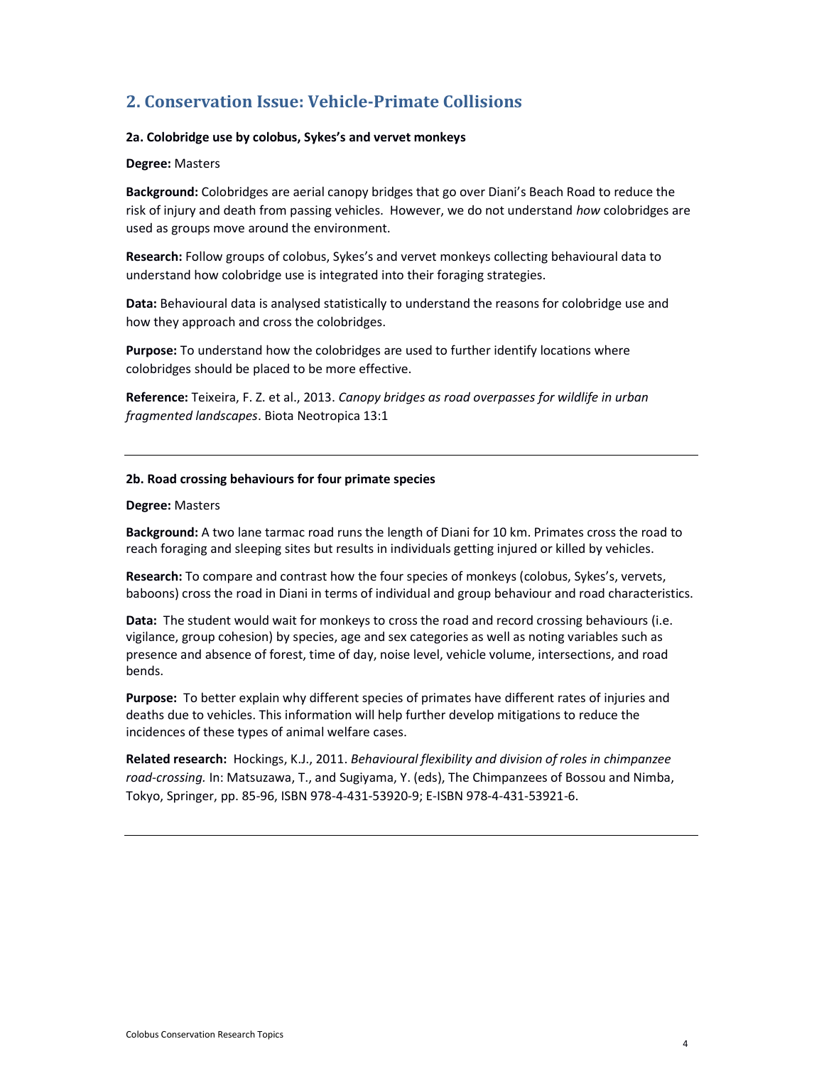## 2. Conservation Issue: Vehicle-Primate Collisions

**2a. Colobridge use by colobus, Sykes's and vervet monkeys**

**Degree:** Masters

**Background:** Colobridges are aerial canopy bridges that go over Diani's Beach Road to reduce the risk of injury and death from passing vehicles. However, we do not understand *how* colobridges are used as groups move around the environment.

**Research:** Follow groups of colobus, Sykes's and vervet monkeys collecting behavioural data to understand how colobridge use is integrated into their foraging strategies.

**Data:** Behavioural data is analysed statistically to understand the reasons for colobridge use and how they approach and cross the colobridges.

**Purpose:** To understand how the colobridges are used to further identify locations where colobridges should be placed to be more effective.

**Reference:** Teixeira, F. Z. et al., 2013. *Canopy bridges as road overpasses for wildlife in urban fragmented landscapes*. Biota Neotropica 13:1

---

**2b. Road crossing behaviours for four primate species**

**Degree:** Masters

**Background:** A two lane tarmac road runs the length of Diani for 10 km. Primates cross the road to reach foraging and sleeping sites but results in individuals getting injured or killed by vehicles.

**Research:** To compare and contrast how the four species of monkeys (colobus, Sykes's, vervets, baboons) cross the road in Diani in terms of individual and group behaviour and road characteristics.

**Data:** The student would wait for monkeys to cross the road and record crossing behaviours (i.e. vigilance, group cohesion) by species, age and sex categories as well as noting variables such as presence and absence of forest, time of day, noise level, vehicle volume, intersections, and road bends.

**Purpose:** To better explain why different species of primates have different rates of injuries and deaths due to vehicles. This information will help further develop mitigations to reduce the incidences of these types of animal welfare cases.

**Related research:** Hockings, K.J., 2011. *Behavioural flexibility and division of roles in chimpanzee road-crossing.* In: Matsuzawa, T., and Sugiyama, Y. (eds), The Chimpanzees of Bossou and Nimba, Tokyo, Springer, pp. 85-96, ISBN 978-4-431-53920-9; E-ISBN 978-4-431-53921-6.

---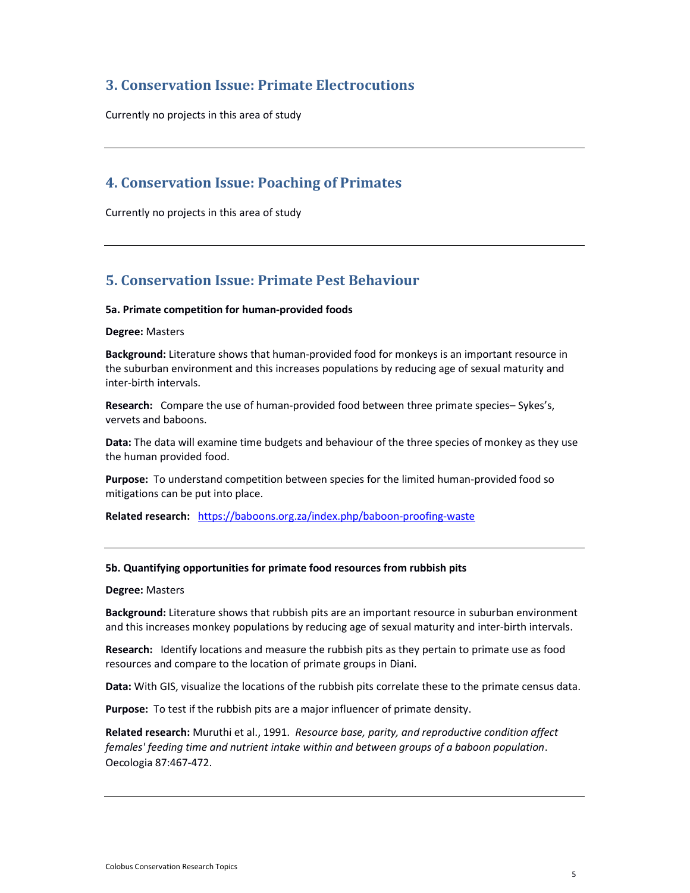## 3. Conservation Issue: Primate Electrocutions

Currently no projects in this area of study

---

## 4. Conservation Issue: Poaching of Primates

Currently no projects in this area of study

---

## 5. Conservation Issue: Primate Pest Behaviour

**5a. Primate competition for human-provided foods**

**Degree:** Masters

**Background:** Literature shows that human-provided food for monkeys is an important resource in the suburban environment and this increases populations by reducing age of sexual maturity and inter-birth intervals.

**Research:** Compare the use of human-provided food between three primate species– Sykes's, vervets and baboons.

**Data:** The data will examine time budgets and behaviour of the three species of monkey as they use the human provided food.

**Purpose:** To understand competition between species for the limited human-provided food so mitigations can be put into place.

**Related research:** https://baboons.org.za/index.php/baboon-proofing-waste

---

**5b. Quantifying opportunities for primate food resources from rubbish pits**

**Degree:** Masters

**Background:** Literature shows that rubbish pits are an important resource in suburban environment and this increases monkey populations by reducing age of sexual maturity and inter-birth intervals.

**Research:** Identify locations and measure the rubbish pits as they pertain to primate use as food resources and compare to the location of primate groups in Diani.

**Data:** With GIS, visualize the locations of the rubbish pits correlate these to the primate census data.

**Purpose:** To test if the rubbish pits are a major influencer of primate density.

**Related research:** Muruthi et al., 1991. *Resource base, parity, and reproductive condition affect females' feeding time and nutrient intake within and between groups of a baboon population*. Oecologia 87:467-472.

---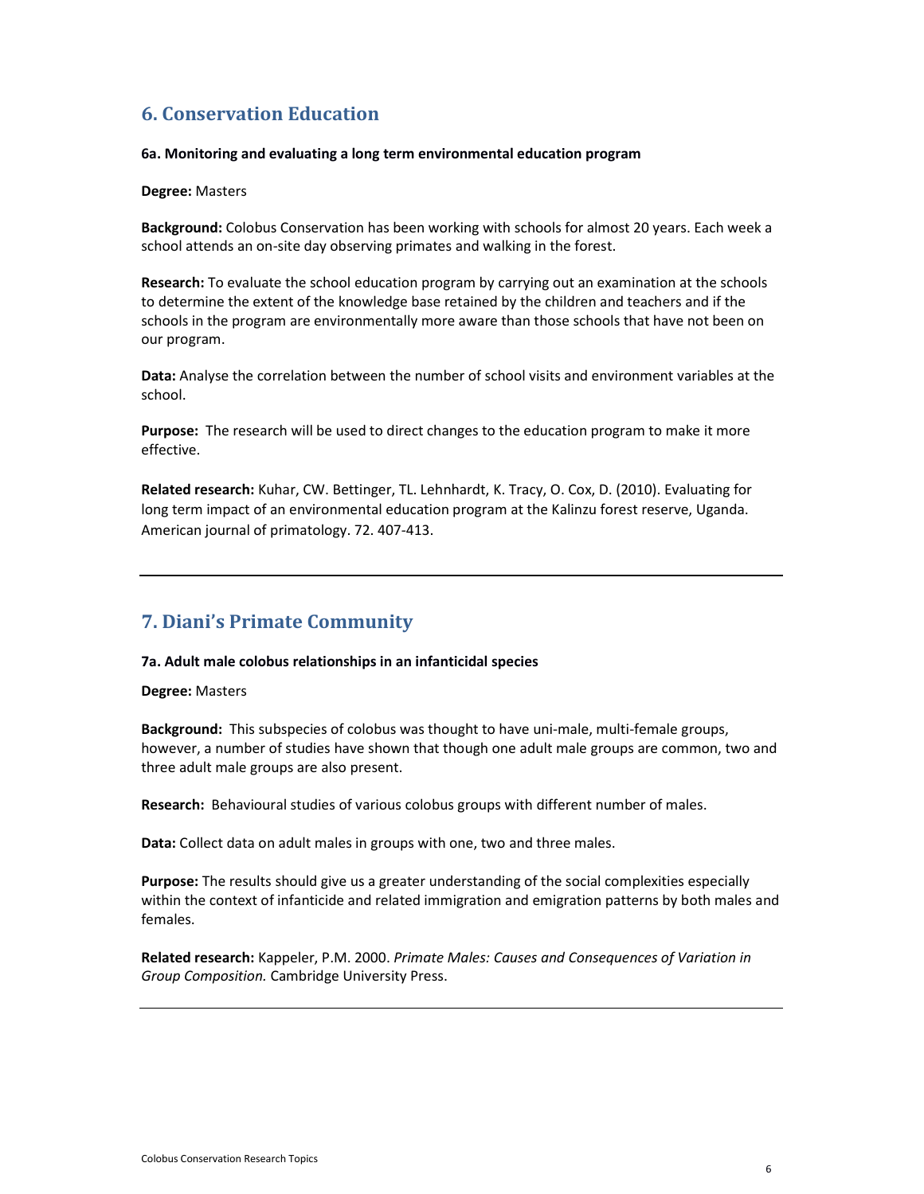## 6. Conservation Education

**6a. Monitoring and evaluating a long term environmental education program**

**Degree:** Masters

**Background:** Colobus Conservation has been working with schools for almost 20 years. Each week a school attends an on-site day observing primates and walking in the forest.

**Research:** To evaluate the school education program by carrying out an examination at the schools to determine the extent of the knowledge base retained by the children and teachers and if the schools in the program are environmentally more aware than those schools that have not been on our program.

**Data:** Analyse the correlation between the number of school visits and environment variables at the school.

**Purpose:** The research will be used to direct changes to the education program to make it more effective.

**Related research:** Kuhar, CW. Bettinger, TL. Lehnhardt, K. Tracy, O. Cox, D. (2010). Evaluating for long term impact of an environmental education program at the Kalinzu forest reserve, Uganda. American journal of primatology. 72. 407-413.

---

## 7. Diani's Primate Community

**7a. Adult male colobus relationships in an infanticidal species**

**Degree:** Masters

**Background:** This subspecies of colobus was thought to have uni-male, multi-female groups, however, a number of studies have shown that though one adult male groups are common, two and three adult male groups are also present.

**Research:** Behavioural studies of various colobus groups with different number of males.

**Data:** Collect data on adult males in groups with one, two and three males.

**Purpose:** The results should give us a greater understanding of the social complexities especially within the context of infanticide and related immigration and emigration patterns by both males and females.

**Related research:** Kappeler, P.M. 2000. *Primate Males: Causes and Consequences of Variation in Group Composition.* Cambridge University Press.

---